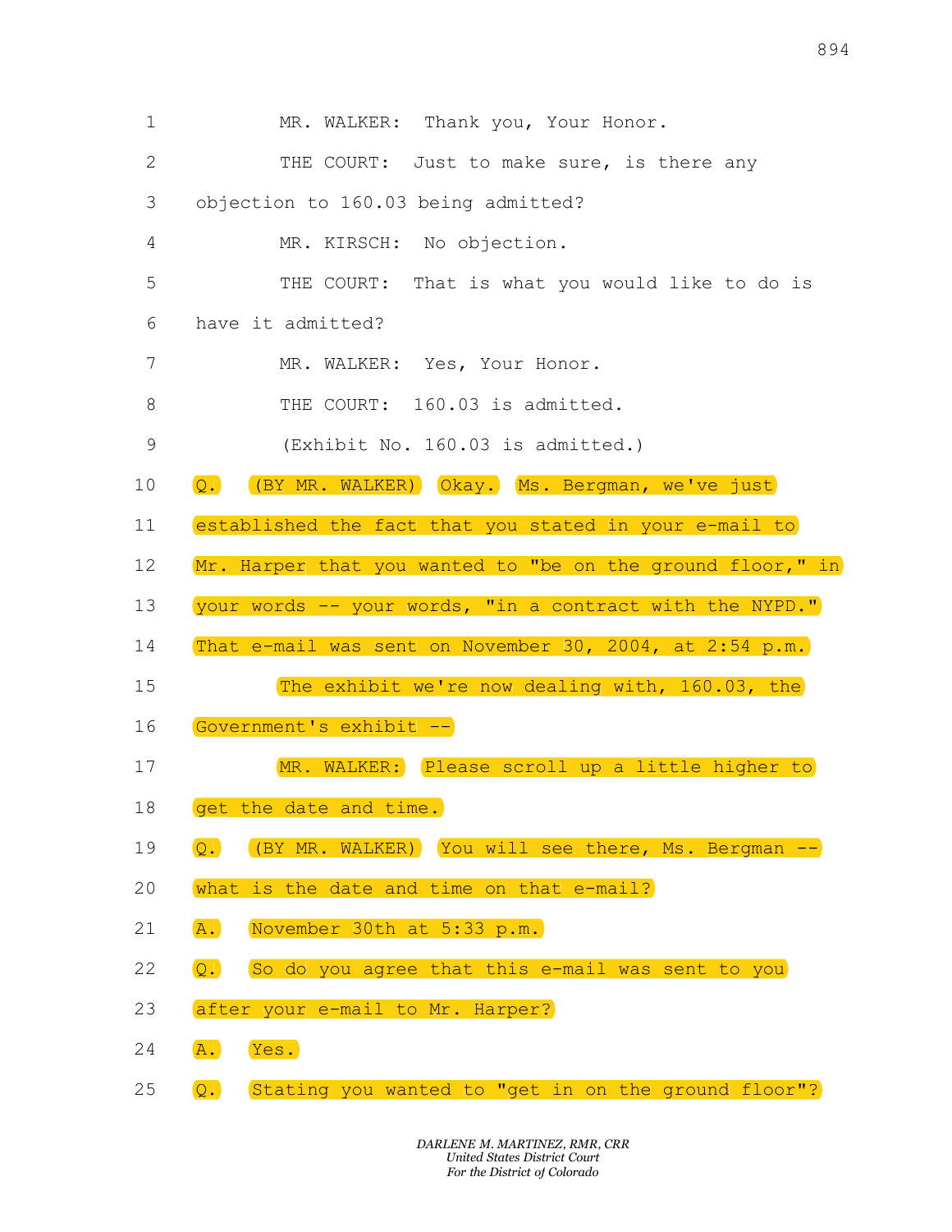1 MR. WALKER: Thank you, Your Honor.

2 THE COURT: Just to make sure, is there any

3 objection to 160.03 being admitted?

4 MR. KIRSCH: No objection.

5 THE COURT: That is what you would like to do is

6 have it admitted?

7 MR. WALKER: Yes, Your Honor.

8 THE COURT: 160.03 is admitted.

9 (Exhibit No. 160.03 is admitted.)

10 Q. (BY MR. WALKER) Okay. Ms. Bergman, we've just

11 established the fact that you stated in your e-mail to

12 Mr. Harper that you wanted to "be on the ground floor," in

13 your words -- your words, "in a contract with the NYPD."

14 That e-mail was sent on November 30, 2004, at 2:54 p.m.

15 The exhibit we're now dealing with, 160.03, the

16 Government's exhibit --

17 MR. WALKER: Please scroll up a little higher to

18 get the date and time.

19 Q. (BY MR. WALKER) You will see there, Ms. Bergman --

20 what is the date and time on that e-mail?

21 A. November 30th at 5:33 p.m.

22 Q. So do you agree that this e-mail was sent to you

23 after your e-mail to Mr. Harper?

24 A. Yes.

25 Q. Stating you wanted to "get in on the ground floor"?

*DARLENE M. MARTINEZ, RMR, CRR*
*United States District Court*
*For the District of Colorado*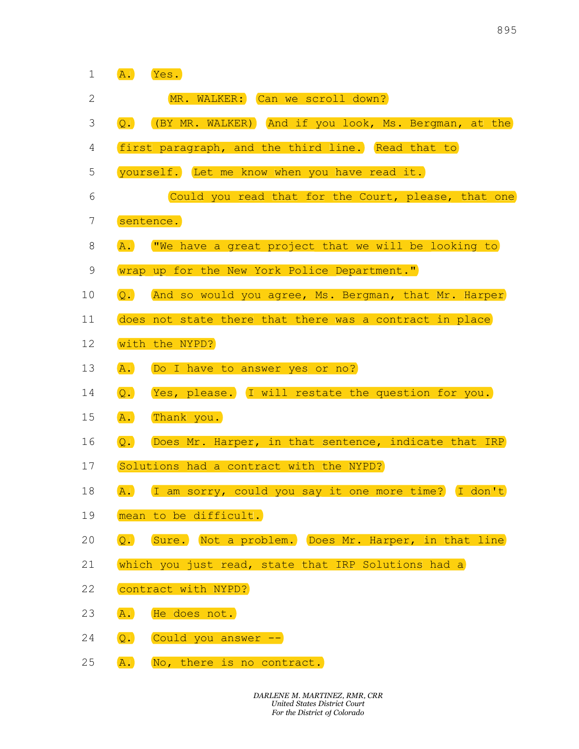1 A. Yes.

2 MR. WALKER: Can we scroll down?

3 Q. (BY MR. WALKER) And if you look, Ms. Bergman, at the

4 first paragraph, and the third line. Read that to

5 yourself. Let me know when you have read it.

6 Could you read that for the Court, please, that one

7 sentence.

8 A. "We have a great project that we will be looking to

9 wrap up for the New York Police Department."

10 Q. And so would you agree, Ms. Bergman, that Mr. Harper

11 does not state there that there was a contract in place

12 with the NYPD?

13 A. Do I have to answer yes or no?

14 Q. Yes, please. I will restate the question for you.

15 A. Thank you.

16 Q. Does Mr. Harper, in that sentence, indicate that IRP

17 Solutions had a contract with the NYPD?

18 A. I am sorry, could you say it one more time? I don't

19 mean to be difficult.

20 Q. Sure. Not a problem. Does Mr. Harper, in that line

21 which you just read, state that IRP Solutions had a

22 contract with NYPD?

23 A. He does not.

24 Q. Could you answer --

25 A. No, there is no contract.

*DARLENE M. MARTINEZ, RMR, CRR*
*United States District Court*
*For the District of Colorado*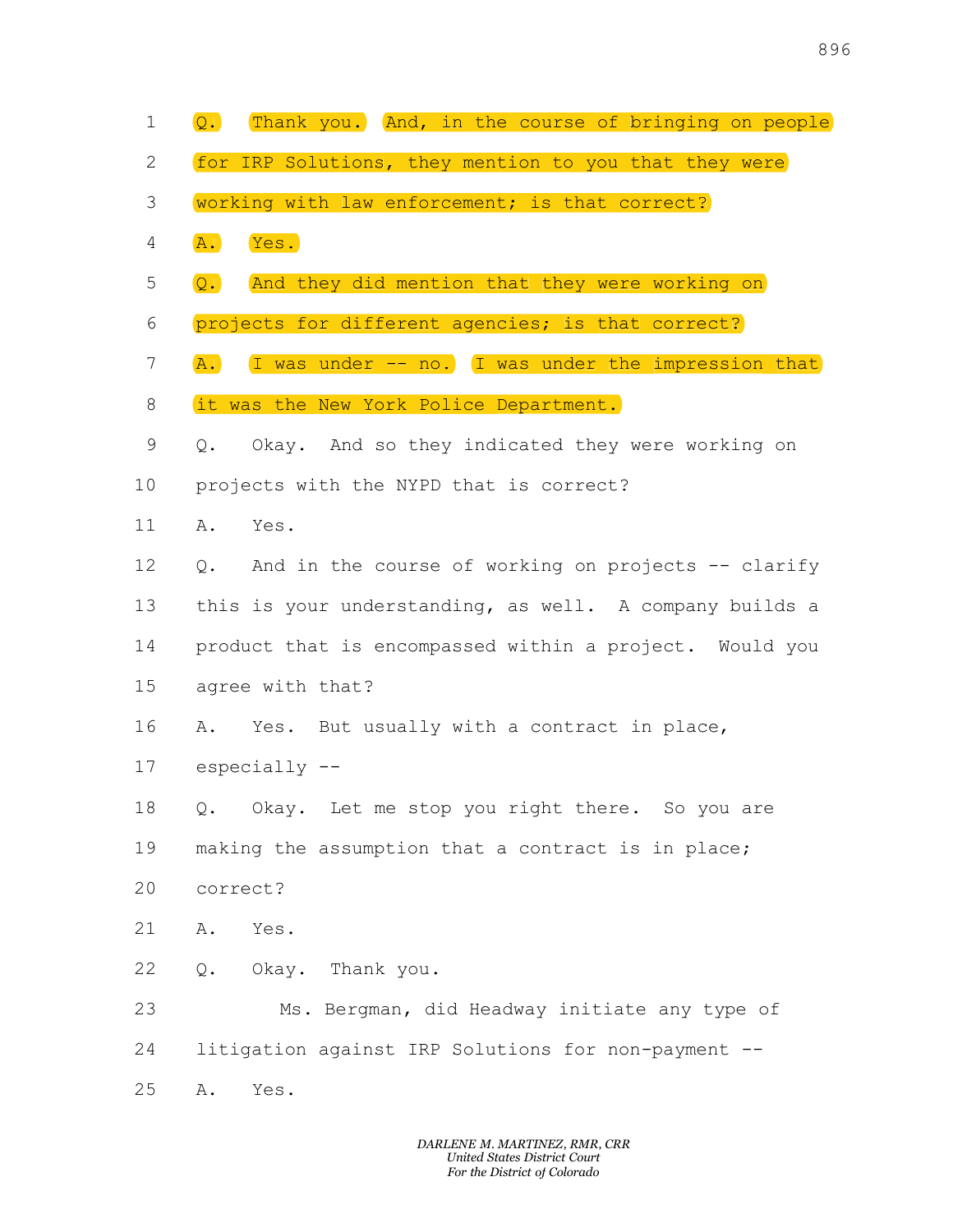Q. Thank you. And, in the course of bringing on people for IRP Solutions, they mention to you that they were working with law enforcement; is that correct?

A. Yes.

Q. And they did mention that they were working on projects for different agencies; is that correct?

A. I was under -- no. I was under the impression that it was the New York Police Department.

Q. Okay. And so they indicated they were working on projects with the NYPD that is correct?

A. Yes.

Q. And in the course of working on projects -- clarify this is your understanding, as well. A company builds a product that is encompassed within a project. Would you agree with that?

A. Yes. But usually with a contract in place, especially --

Q. Okay. Let me stop you right there. So you are making the assumption that a contract is in place; correct?

A. Yes.

Q. Okay. Thank you.

Ms. Bergman, did Headway initiate any type of litigation against IRP Solutions for non-payment --

A. Yes.